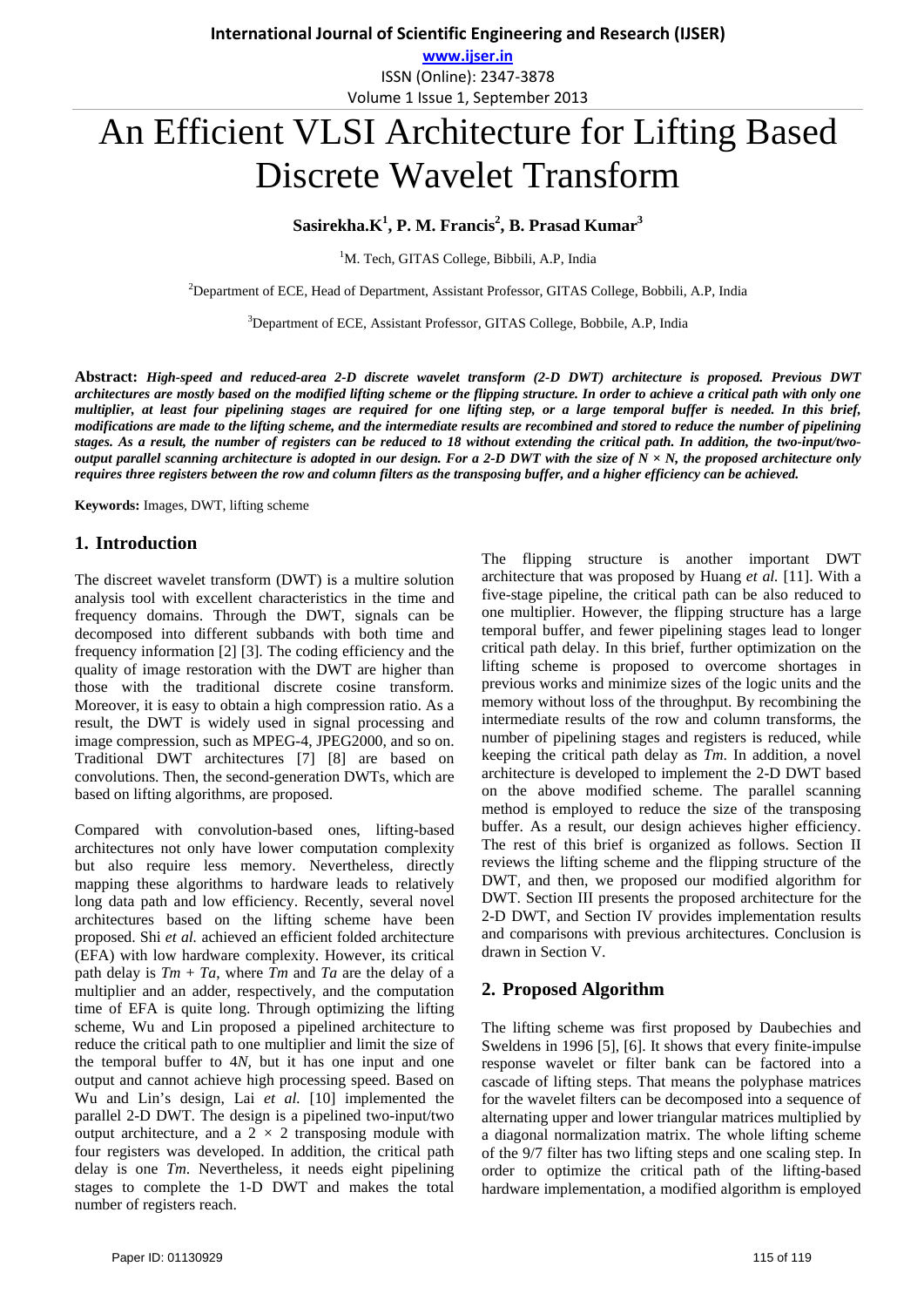# An Efficient VLSI Architecture for Lifting Based Discrete Wavelet Transform

**Sasirekha.K[1], P. M. Francis[2], B. Prasad Kumar[3]**

[1]M. Tech, GITAS College, Bibbili, A.P, India

[2]Department of ECE, Head of Department, Assistant Professor, GITAS College, Bobbili, A.P, India

[3]Department of ECE, Assistant Professor, GITAS College, Bobbile, A.P, India

**Abstract:** ***High-speed and reduced-area 2-D discrete wavelet transform (2-D DWT) architecture is proposed. Previous DWT architectures are mostly based on the modified lifting scheme or the flipping structure. In order to achieve a critical path with only one multiplier, at least four pipelining stages are required for one lifting step, or a large temporal buffer is needed. In this brief, modifications are made to the lifting scheme, and the intermediate results are recombined and stored to reduce the number of pipelining stages. As a result, the number of registers can be reduced to 18 without extending the critical path. In addition, the two-input/two-output parallel scanning architecture is adopted in our design. For a 2-D DWT with the size of $N \times N$, the proposed architecture only requires three registers between the row and column filters as the transposing buffer, and a higher efficiency can be achieved.***

**Keywords:** Images, DWT, lifting scheme

## 1. Introduction

The discreet wavelet transform (DWT) is a multire solution analysis tool with excellent characteristics in the time and frequency domains. Through the DWT, signals can be decomposed into different subbands with both time and frequency information [2] [3]. The coding efficiency and the quality of image restoration with the DWT are higher than those with the traditional discrete cosine transform. Moreover, it is easy to obtain a high compression ratio. As a result, the DWT is widely used in signal processing and image compression, such as MPEG-4, JPEG2000, and so on. Traditional DWT architectures [7] [8] are based on convolutions. Then, the second-generation DWTs, which are based on lifting algorithms, are proposed.

Compared with convolution-based ones, lifting-based architectures not only have lower computation complexity but also require less memory. Nevertheless, directly mapping these algorithms to hardware leads to relatively long data path and low efficiency. Recently, several novel architectures based on the lifting scheme have been proposed. Shi *et al.* achieved an efficient folded architecture (EFA) with low hardware complexity. However, its critical path delay is $Tm + Ta$, where $Tm$ and $Ta$ are the delay of a multiplier and an adder, respectively, and the computation time of EFA is quite long. Through optimizing the lifting scheme, Wu and Lin proposed a pipelined architecture to reduce the critical path to one multiplier and limit the size of the temporal buffer to $4N$, but it has one input and one output and cannot achieve high processing speed. Based on Wu and Lin's design, Lai *et al.* [10] implemented the parallel 2-D DWT. The design is a pipelined two-input/two output architecture, and a $2 \times 2$ transposing module with four registers was developed. In addition, the critical path delay is one $Tm$. Nevertheless, it needs eight pipelining stages to complete the 1-D DWT and makes the total number of registers reach.

The flipping structure is another important DWT architecture that was proposed by Huang *et al.* [11]. With a five-stage pipeline, the critical path can be also reduced to one multiplier. However, the flipping structure has a large temporal buffer, and fewer pipelining stages lead to longer critical path delay. In this brief, further optimization on the lifting scheme is proposed to overcome shortages in previous works and minimize sizes of the logic units and the memory without loss of the throughput. By recombining the intermediate results of the row and column transforms, the number of pipelining stages and registers is reduced, while keeping the critical path delay as $Tm$. In addition, a novel architecture is developed to implement the 2-D DWT based on the above modified scheme. The parallel scanning method is employed to reduce the size of the transposing buffer. As a result, our design achieves higher efficiency. The rest of this brief is organized as follows. Section II reviews the lifting scheme and the flipping structure of the DWT, and then, we proposed our modified algorithm for DWT. Section III presents the proposed architecture for the 2-D DWT, and Section IV provides implementation results and comparisons with previous architectures. Conclusion is drawn in Section V.

## 2. Proposed Algorithm

The lifting scheme was first proposed by Daubechies and Sweldens in 1996 [5], [6]. It shows that every finite-impulse response wavelet or filter bank can be factored into a cascade of lifting steps. That means the polyphase matrices for the wavelet filters can be decomposed into a sequence of alternating upper and lower triangular matrices multiplied by a diagonal normalization matrix. The whole lifting scheme of the 9/7 filter has two lifting steps and one scaling step. In order to optimize the critical path of the lifting-based hardware implementation, a modified algorithm is employed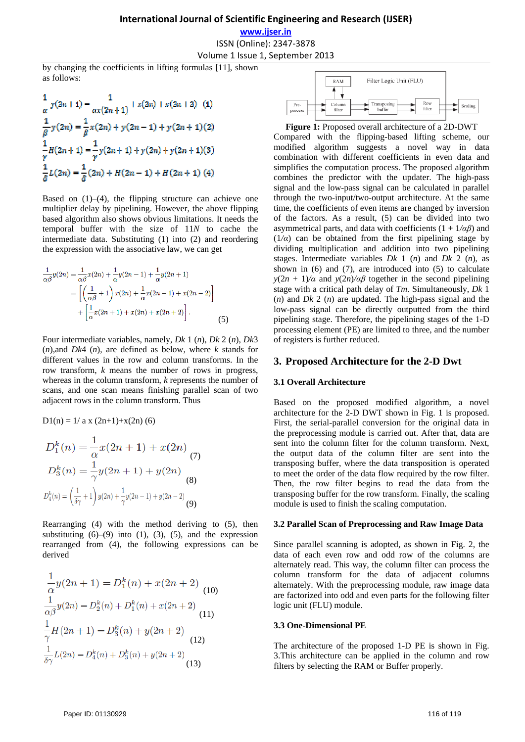by changing the coefficients in lifting formulas [11], shown as follows:

$$\frac{1}{\alpha} y(2n+1) = \frac{1}{\alpha x(2n+1)} + x(2n) + x(2n+2) \quad (1)$$

$$\frac{1}{\beta} y(2n) = \frac{1}{\beta} x(2n) + y(2n-1) + y(2n+1) \quad (2)$$

$$\frac{1}{\gamma} H(2n+1) = \frac{1}{\gamma} y(2n+1) + y(2n) + y(2n+1) \quad (3)$$

$$\frac{1}{\delta} L(2n) = \frac{1}{\delta}(2n) + H(2n-1) + H(2n+1) \quad (4)$$

Based on (1)–(4), the flipping structure can achieve one multiplier delay by pipelining. However, the above flipping based algorithm also shows obvious limitations. It needs the temporal buffer with the size of $11N$ to cache the intermediate data. Substituting (1) into (2) and reordering the expression with the associative law, we can get

$$\begin{aligned} \frac{1}{\alpha\beta} y(2n) &= \frac{1}{\alpha\beta} x(2n) + \frac{1}{\alpha} y(2n-1) + \frac{1}{\alpha} y(2n+1) \\ &= \left[\left(\frac{1}{\alpha\beta}+1\right) x(2n) + \frac{1}{\alpha} x(2n-1) + x(2n-2)\right] \\ &\quad + \left[\frac{1}{\alpha} x(2n+1) + x(2n) + x(2n+2)\right]. \end{aligned} \quad (5)$$

Four intermediate variables, namely, $Dk\ 1\ (n)$, $Dk\ 2\ (n)$, $Dk3\ (n)$,and $Dk4\ (n)$, are defined as below, where $k$ stands for different values in the row and column transforms. In the row transform, $k$ means the number of rows in progress, whereas in the column transform, $k$ represents the number of scans, and one scan means finishing parallel scan of two adjacent rows in the column transform. Thus

D1(n) = 1/ a x (2n+1)+x(2n) (6)

$$D_1^k(n) = \frac{1}{\alpha} x(2n+1) + x(2n) \quad (7)$$

$$D_3^k(n) = \frac{1}{\gamma} y(2n+1) + y(2n) \quad (8)$$

$$D_4^k(n) = \left(\frac{1}{\delta\gamma}+1\right) y(2n) + \frac{1}{\gamma} y(2n-1) + y(2n-2) \quad (9)$$

Rearranging (4) with the method deriving to (5), then substituting (6)–(9) into (1), (3), (5), and the expression rearranged from (4), the following expressions can be derived

$$\frac{1}{\alpha} y(2n+1) = D_1^k(n) + x(2n+2) \quad (10)$$

$$\frac{1}{\alpha\beta} y(2n) = D_2^k(n) + D_1^k(n) + x(2n+2) \quad (11)$$

$$\frac{1}{\gamma} H(2n+1) = D_3^k(n) + y(2n+2) \quad (12)$$

$$\frac{1}{\delta\gamma} L(2n) = D_4^k(n) + D_3^k(n) + y(2n+2) \quad (13)$$

**Figure 1:** Proposed overall architecture of a 2D-DWT

Compared with the flipping-based lifting scheme, our modified algorithm suggests a novel way in data combination with different coefficients in even data and simplifies the computation process. The proposed algorithm combines the predictor with the updater. The high-pass signal and the low-pass signal can be calculated in parallel through the two-input/two-output architecture. At the same time, the coefficients of even items are changed by inversion of the factors. As a result, (5) can be divided into two asymmetrical parts, and data with coefficients $(1 + 1/\alpha\beta)$ and $(1/\alpha)$ can be obtained from the first pipelining stage by dividing multiplication and addition into two pipelining stages. Intermediate variables $Dk\ 1\ (n)$ and $Dk\ 2\ (n)$, as shown in (6) and (7), are introduced into (5) to calculate $y(2n+1)/\alpha$ and $y(2n)/\alpha\beta$ together in the second pipelining stage with a critical path delay of $Tm$. Simultaneously, $Dk\ 1\ (n)$ and $Dk\ 2\ (n)$ are updated. The high-pass signal and the low-pass signal can be directly outputted from the third pipelining stage. Therefore, the pipelining stages of the 1-D processing element (PE) are limited to three, and the number of registers is further reduced.

## 3. Proposed Architecture for the 2-D Dwt

### 3.1 Overall Architecture

Based on the proposed modified algorithm, a novel architecture for the 2-D DWT shown in Fig. 1 is proposed. First, the serial-parallel conversion for the original data in the preprocessing module is carried out. After that, data are sent into the column filter for the column transform. Next, the output data of the column filter are sent into the transposing buffer, where the data transposition is operated to meet the order of the data flow required by the row filter. Then, the row filter begins to read the data from the transposing buffer for the row transform. Finally, the scaling module is used to finish the scaling computation.

### 3.2 Parallel Scan of Preprocessing and Raw Image Data

Since parallel scanning is adopted, as shown in Fig. 2, the data of each even row and odd row of the columns are alternately read. This way, the column filter can process the column transform for the data of adjacent columns alternately. With the preprocessing module, raw image data are factorized into odd and even parts for the following filter logic unit (FLU) module.

### 3.3 One-Dimensional PE

The architecture of the proposed 1-D PE is shown in Fig. 3.This architecture can be applied in the column and row filters by selecting the RAM or Buffer properly.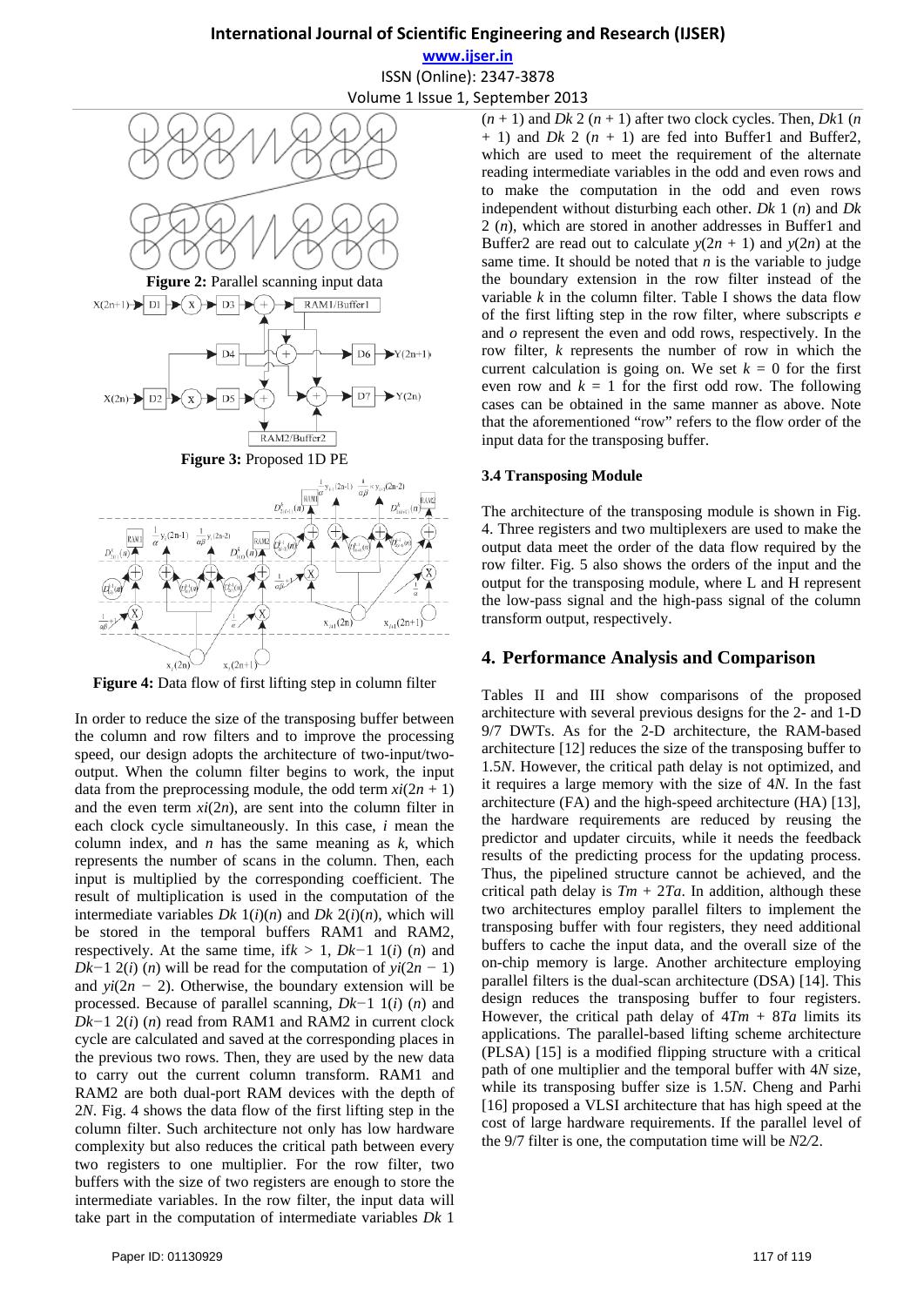Figure 2: Parallel scanning input data

Figure 3: Proposed 1D PE

Figure 4: Data flow of first lifting step in column filter

In order to reduce the size of the transposing buffer between the column and row filters and to improve the processing speed, our design adopts the architecture of two-input/two-output. When the column filter begins to work, the input data from the preprocessing module, the odd term $xi(2n + 1)$ and the even term $xi(2n)$, are sent into the column filter in each clock cycle simultaneously. In this case, $i$ mean the column index, and $n$ has the same meaning as $k$, which represents the number of scans in the column. Then, each input is multiplied by the corresponding coefficient. The result of multiplication is used in the computation of the intermediate variables $Dk\ 1(i)(n)$ and $Dk\ 2(i)(n)$, which will be stored in the temporal buffers RAM1 and RAM2, respectively. At the same time, if $k > 1$, $Dk-1\ 1(i)\ (n)$ and $Dk-1\ 2(i)\ (n)$ will be read for the computation of $yi(2n - 1)$ and $yi(2n - 2)$. Otherwise, the boundary extension will be processed. Because of parallel scanning, $Dk-1\ 1(i)\ (n)$ and $Dk-1\ 2(i)\ (n)$ read from RAM1 and RAM2 in current clock cycle are calculated and saved at the corresponding places in the previous two rows. Then, they are used by the new data to carry out the current column transform. RAM1 and RAM2 are both dual-port RAM devices with the depth of $2N$. Fig. 4 shows the data flow of the first lifting step in the column filter. Such architecture not only has low hardware complexity but also reduces the critical path between every two registers to one multiplier. For the row filter, two buffers with the size of two registers are enough to store the intermediate variables. In the row filter, the input data will take part in the computation of intermediate variables $Dk\ 1\ (n + 1)$ and $Dk\ 2\ (n + 1)$ after two clock cycles. Then, $Dk1\ (n + 1)$ and $Dk\ 2\ (n + 1)$ are fed into Buffer1 and Buffer2, which are used to meet the requirement of the alternate reading intermediate variables in the odd and even rows and to make the computation in the odd and even rows independent without disturbing each other. $Dk\ 1\ (n)$ and $Dk\ 2\ (n)$, which are stored in another addresses in Buffer1 and Buffer2 are read out to calculate $y(2n + 1)$ and $y(2n)$ at the same time. It should be noted that $n$ is the variable to judge the boundary extension in the row filter instead of the variable $k$ in the column filter. Table I shows the data flow of the first lifting step in the row filter, where subscripts $e$ and $o$ represent the even and odd rows, respectively. In the row filter, $k$ represents the number of row in which the current calculation is going on. We set $k = 0$ for the first even row and $k = 1$ for the first odd row. The following cases can be obtained in the same manner as above. Note that the aforementioned "row" refers to the flow order of the input data for the transposing buffer.

### 3.4 Transposing Module

The architecture of the transposing module is shown in Fig. 4. Three registers and two multiplexers are used to make the output data meet the order of the data flow required by the row filter. Fig. 5 also shows the orders of the input and the output for the transposing module, where L and H represent the low-pass signal and the high-pass signal of the column transform output, respectively.

## 4. Performance Analysis and Comparison

Tables II and III show comparisons of the proposed architecture with several previous designs for the 2- and 1-D 9/7 DWTs. As for the 2-D architecture, the RAM-based architecture [12] reduces the size of the transposing buffer to $1.5N$. However, the critical path delay is not optimized, and it requires a large memory with the size of $4N$. In the fast architecture (FA) and the high-speed architecture (HA) [13], the hardware requirements are reduced by reusing the predictor and updater circuits, while it needs the feedback results of the predicting process for the updating process. Thus, the pipelined structure cannot be achieved, and the critical path delay is $Tm + 2Ta$. In addition, although these two architectures employ parallel filters to implement the transposing buffer with four registers, they need additional buffers to cache the input data, and the overall size of the on-chip memory is large. Another architecture employing parallel filters is the dual-scan architecture (DSA) [14]. This design reduces the transposing buffer to four registers. However, the critical path delay of $4Tm + 8Ta$ limits its applications. The parallel-based lifting scheme architecture (PLSA) [15] is a modified flipping structure with a critical path of one multiplier and the temporal buffer with $4N$ size, while its transposing buffer size is $1.5N$. Cheng and Parhi [16] proposed a VLSI architecture that has high speed at the cost of large hardware requirements. If the parallel level of the 9/7 filter is one, the computation time will be $N2/2$.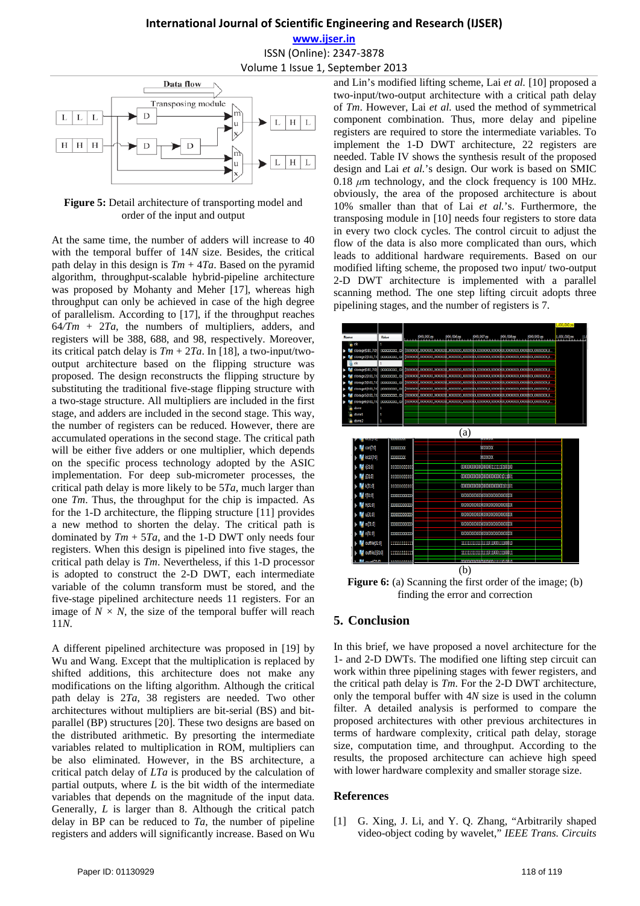**Figure 5:** Detail architecture of transporting model and order of the input and output

At the same time, the number of adders will increase to 40 with the temporal buffer of 14*N* size. Besides, the critical path delay in this design is $Tm + 4Ta$. Based on the pyramid algorithm, throughput-scalable hybrid-pipeline architecture was proposed by Mohanty and Meher [17], whereas high throughput can only be achieved in case of the high degree of parallelism. According to [17], if the throughput reaches $64/Tm + 2Ta$, the numbers of multipliers, adders, and registers will be 388, 688, and 98, respectively. Moreover, its critical patch delay is $Tm + 2Ta$. In [18], a two-input/two-output architecture based on the flipping structure was proposed. The design reconstructs the flipping structure by substituting the traditional five-stage flipping structure with a two-stage structure. All multipliers are included in the first stage, and adders are included in the second stage. This way, the number of registers can be reduced. However, there are accumulated operations in the second stage. The critical path will be either five adders or one multiplier, which depends on the specific process technology adopted by the ASIC implementation. For deep sub-micrometer processes, the critical path delay is more likely to be $5Ta$, much larger than one $Tm$. Thus, the throughput for the chip is impacted. As for the 1-D architecture, the flipping structure [11] provides a new method to shorten the delay. The critical path is dominated by $Tm + 5Ta$, and the 1-D DWT only needs four registers. When this design is pipelined into five stages, the critical path delay is $Tm$. Nevertheless, if this 1-D processor is adopted to construct the 2-D DWT, each intermediate variable of the column transform must be stored, and the five-stage pipelined architecture needs 11 registers. For an image of $N \times N$, the size of the temporal buffer will reach 11*N*.

A different pipelined architecture was proposed in [19] by Wu and Wang. Except that the multiplication is replaced by shifted additions, this architecture does not make any modifications on the lifting algorithm. Although the critical path delay is $2Ta$, 38 registers are needed. Two other architectures without multipliers are bit-serial (BS) and bit-parallel (BP) structures [20]. These two designs are based on the distributed arithmetic. By presorting the intermediate variables related to multiplication in ROM, multipliers can be also eliminated. However, in the BS architecture, a critical patch delay of $LTa$ is produced by the calculation of partial outputs, where $L$ is the bit width of the intermediate variables that depends on the magnitude of the input data. Generally, $L$ is larger than 8. Although the critical patch delay in BP can be reduced to $Ta$, the number of pipeline registers and adders will significantly increase. Based on Wu and Lin's modified lifting scheme, Lai *et al.* [10] proposed a two-input/two-output architecture with a critical path delay of $Tm$. However, Lai *et al.* used the method of symmetrical component combination. Thus, more delay and pipeline registers are required to store the intermediate variables. To implement the 1-D DWT architecture, 22 registers are needed. Table IV shows the synthesis result of the proposed design and Lai *et al.*'s design. Our work is based on SMIC 0.18 $\mu$m technology, and the clock frequency is 100 MHz. obviously, the area of the proposed architecture is about 10% smaller than that of Lai *et al.*'s. Furthermore, the transposing module in [10] needs four registers to store data in every two clock cycles. The control circuit to adjust the flow of the data is also more complicated than ours, which leads to additional hardware requirements. Based on our modified lifting scheme, the proposed two input/ two-output 2-D DWT architecture is implemented with a parallel scanning method. The one step lifting circuit adopts three pipelining stages, and the number of registers is 7.

**Figure 6:** (a) Scanning the first order of the image; (b) finding the error and correction

## 5. Conclusion

In this brief, we have proposed a novel architecture for the 1- and 2-D DWTs. The modified one lifting step circuit can work within three pipelining stages with fewer registers, and the critical path delay is $Tm$. For the 2-D DWT architecture, only the temporal buffer with 4*N* size is used in the column filter. A detailed analysis is performed to compare the proposed architectures with other previous architectures in terms of hardware complexity, critical path delay, storage size, computation time, and throughput. According to the results, the proposed architecture can achieve high speed with lower hardware complexity and smaller storage size.

## References

[1] G. Xing, J. Li, and Y. Q. Zhang, "Arbitrarily shaped video-object coding by wavelet," *IEEE Trans. Circuits*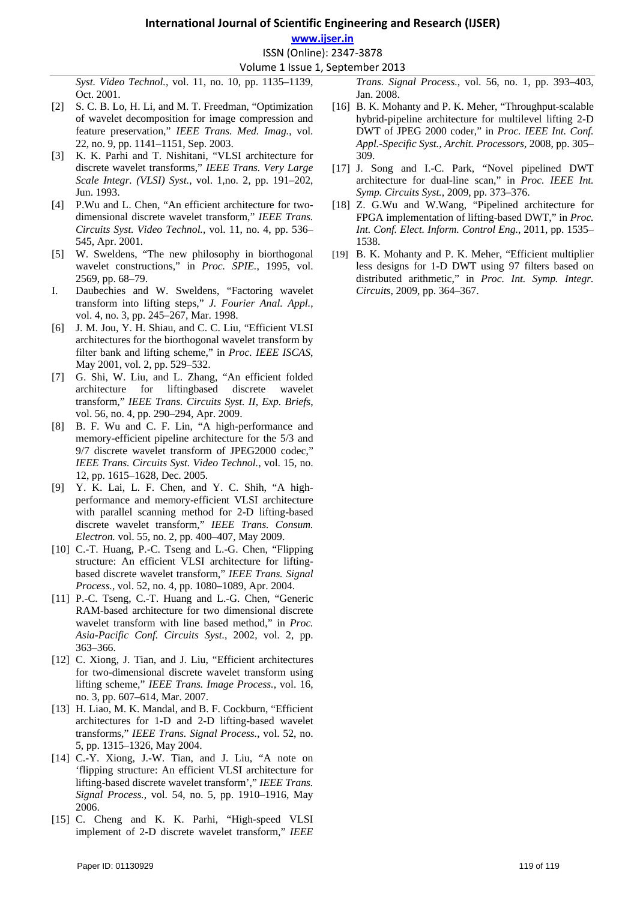*Syst. Video Technol.*, vol. 11, no. 10, pp. 1135–1139, Oct. 2001.

[2] S. C. B. Lo, H. Li, and M. T. Freedman, "Optimization of wavelet decomposition for image compression and feature preservation," *IEEE Trans. Med. Imag.*, vol. 22, no. 9, pp. 1141–1151, Sep. 2003.

[3] K. K. Parhi and T. Nishitani, "VLSI architecture for discrete wavelet transforms," *IEEE Trans. Very Large Scale Integr. (VLSI) Syst.*, vol. 1,no. 2, pp. 191–202, Jun. 1993.

[4] P.Wu and L. Chen, "An efficient architecture for two-dimensional discrete wavelet transform," *IEEE Trans. Circuits Syst. Video Technol.*, vol. 11, no. 4, pp. 536–545, Apr. 2001.

[5] W. Sweldens, "The new philosophy in biorthogonal wavelet constructions," in *Proc. SPIE.*, 1995, vol. 2569, pp. 68–79.

I. Daubechies and W. Sweldens, "Factoring wavelet transform into lifting steps," *J. Fourier Anal. Appl.*, vol. 4, no. 3, pp. 245–267, Mar. 1998.

[6] J. M. Jou, Y. H. Shiau, and C. C. Liu, "Efficient VLSI architectures for the biorthogonal wavelet transform by filter bank and lifting scheme," in *Proc. IEEE ISCAS*, May 2001, vol. 2, pp. 529–532.

[7] G. Shi, W. Liu, and L. Zhang, "An efficient folded architecture for liftingbased discrete wavelet transform," *IEEE Trans. Circuits Syst. II, Exp. Briefs*, vol. 56, no. 4, pp. 290–294, Apr. 2009.

[8] B. F. Wu and C. F. Lin, "A high-performance and memory-efficient pipeline architecture for the 5/3 and 9/7 discrete wavelet transform of JPEG2000 codec," *IEEE Trans. Circuits Syst. Video Technol.*, vol. 15, no. 12, pp. 1615–1628, Dec. 2005.

[9] Y. K. Lai, L. F. Chen, and Y. C. Shih, "A high-performance and memory-efficient VLSI architecture with parallel scanning method for 2-D lifting-based discrete wavelet transform," *IEEE Trans. Consum. Electron.* vol. 55, no. 2, pp. 400–407, May 2009.

[10] C.-T. Huang, P.-C. Tseng and L.-G. Chen, "Flipping structure: An efficient VLSI architecture for lifting-based discrete wavelet transform," *IEEE Trans. Signal Process.*, vol. 52, no. 4, pp. 1080–1089, Apr. 2004.

[11] P.-C. Tseng, C.-T. Huang and L.-G. Chen, "Generic RAM-based architecture for two dimensional discrete wavelet transform with line based method," in *Proc. Asia-Pacific Conf. Circuits Syst.*, 2002, vol. 2, pp. 363–366.

[12] C. Xiong, J. Tian, and J. Liu, "Efficient architectures for two-dimensional discrete wavelet transform using lifting scheme," *IEEE Trans. Image Process.*, vol. 16, no. 3, pp. 607–614, Mar. 2007.

[13] H. Liao, M. K. Mandal, and B. F. Cockburn, "Efficient architectures for 1-D and 2-D lifting-based wavelet transforms," *IEEE Trans. Signal Process.*, vol. 52, no. 5, pp. 1315–1326, May 2004.

[14] C.-Y. Xiong, J.-W. Tian, and J. Liu, "A note on 'flipping structure: An efficient VLSI architecture for lifting-based discrete wavelet transform'," *IEEE Trans. Signal Process.*, vol. 54, no. 5, pp. 1910–1916, May 2006.

[15] C. Cheng and K. K. Parhi, "High-speed VLSI implement of 2-D discrete wavelet transform," *IEEE Trans. Signal Process.*, vol. 56, no. 1, pp. 393–403, Jan. 2008.

[16] B. K. Mohanty and P. K. Meher, "Throughput-scalable hybrid-pipeline architecture for multilevel lifting 2-D DWT of JPEG 2000 coder," in *Proc. IEEE Int. Conf. Appl.-Specific Syst., Archit. Processors*, 2008, pp. 305–309.

[17] J. Song and I.-C. Park, "Novel pipelined DWT architecture for dual-line scan," in *Proc. IEEE Int. Symp. Circuits Syst.*, 2009, pp. 373–376.

[18] Z. G.Wu and W.Wang, "Pipelined architecture for FPGA implementation of lifting-based DWT," in *Proc. Int. Conf. Elect. Inform. Control Eng.*, 2011, pp. 1535–1538.

[19] B. K. Mohanty and P. K. Meher, "Efficient multiplier less designs for 1-D DWT using 97 filters based on distributed arithmetic," in *Proc. Int. Symp. Integr. Circuits*, 2009, pp. 364–367.